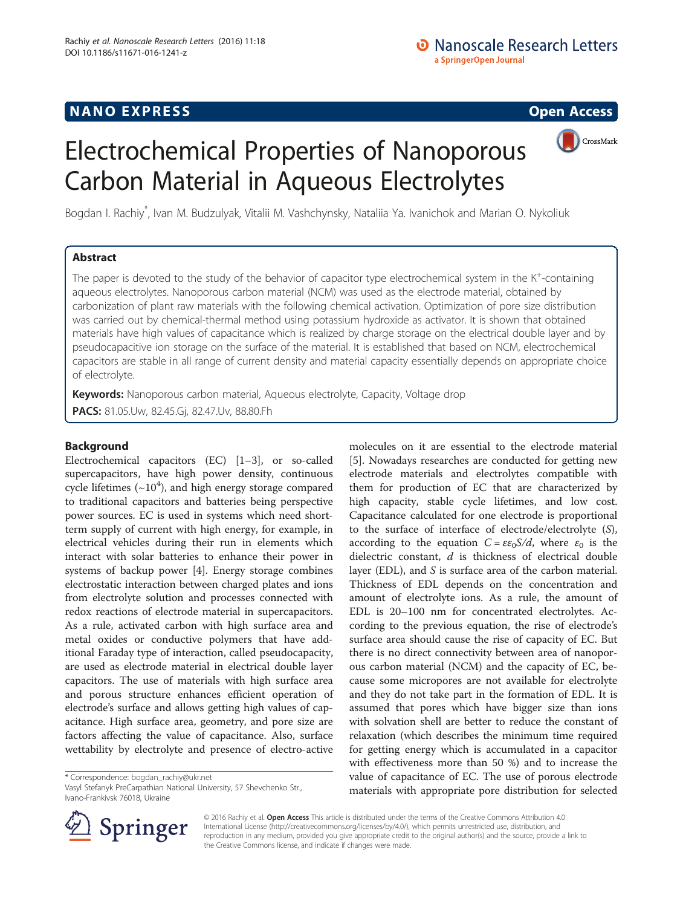# Electrochemical Properties of Nanoporous Carbon Material in Aqueous Electrolytes

Bogdan I. Rachiy*, Ivan M. Budzulyak, Vitalii M. Vashchynsky, Nataliia Ya. Ivanichok and Marian O. Nykoliuk

## Abstract

The paper is devoted to the study of the behavior of capacitor type electrochemical system in the $K^+$-containing aqueous electrolytes. Nanoporous carbon material (NCM) was used as the electrode material, obtained by carbonization of plant raw materials with the following chemical activation. Optimization of pore size distribution was carried out by chemical-thermal method using potassium hydroxide as activator. It is shown that obtained materials have high values of capacitance which is realized by charge storage on the electrical double layer and by pseudocapacitive ion storage on the surface of the material. It is established that based on NCM, electrochemical capacitors are stable in all range of current density and material capacity essentially depends on appropriate choice of electrolyte.

**Keywords:** Nanoporous carbon material, Aqueous electrolyte, Capacity, Voltage drop

**PACS:** 81.05.Uw, 82.45.Gj, 82.47.Uv, 88.80.Fh

## Background

Electrochemical capacitors (EC) [1–3], or so-called supercapacitors, have high power density, continuous cycle lifetimes (~$10^4$), and high energy storage compared to traditional capacitors and batteries being perspective power sources. EC is used in systems which need short-term supply of current with high energy, for example, in electrical vehicles during their run in elements which interact with solar batteries to enhance their power in systems of backup power [4]. Energy storage combines electrostatic interaction between charged plates and ions from electrolyte solution and processes connected with redox reactions of electrode material in supercapacitors. As a rule, activated carbon with high surface area and metal oxides or conductive polymers that have additional Faraday type of interaction, called pseudocapacity, are used as electrode material in electrical double layer capacitors. The use of materials with high surface area and porous structure enhances efficient operation of electrode's surface and allows getting high values of capacitance. High surface area, geometry, and pore size are factors affecting the value of capacitance. Also, surface wettability by electrolyte and presence of electro-active molecules on it are essential to the electrode material [5]. Nowadays researches are conducted for getting new electrode materials and electrolytes compatible with them for production of EC that are characterized by high capacity, stable cycle lifetimes, and low cost. Capacitance calculated for one electrode is proportional to the surface of interface of electrode/electrolyte ($S$), according to the equation $C = \varepsilon\varepsilon_0 S/d$, where $\varepsilon_0$ is the dielectric constant, $d$ is thickness of electrical double layer (EDL), and $S$ is surface area of the carbon material. Thickness of EDL depends on the concentration and amount of electrolyte ions. As a rule, the amount of EDL is 20–100 nm for concentrated electrolytes. According to the previous equation, the rise of electrode's surface area should cause the rise of capacity of EC. But there is no direct connectivity between area of nanoporous carbon material (NCM) and the capacity of EC, because some micropores are not available for electrolyte and they do not take part in the formation of EDL. It is assumed that pores which have bigger size than ions with solvation shell are better to reduce the constant of relaxation (which describes the minimum time required for getting energy which is accumulated in a capacitor with effectiveness more than 50 %) and to increase the value of capacitance of EC. The use of porous electrode materials with appropriate pore distribution for selected

* Correspondence: bogdan_rachiy@ukr.net
Vasyl Stefanyk PreCarpathian National University, 57 Shevchenko Str., Ivano-Frankivsk 76018, Ukraine

© 2016 Rachiy et al. **Open Access** This article is distributed under the terms of the Creative Commons Attribution 4.0 International License (http://creativecommons.org/licenses/by/4.0/), which permits unrestricted use, distribution, and reproduction in any medium, provided you give appropriate credit to the original author(s) and the source, provide a link to the Creative Commons license, and indicate if changes were made.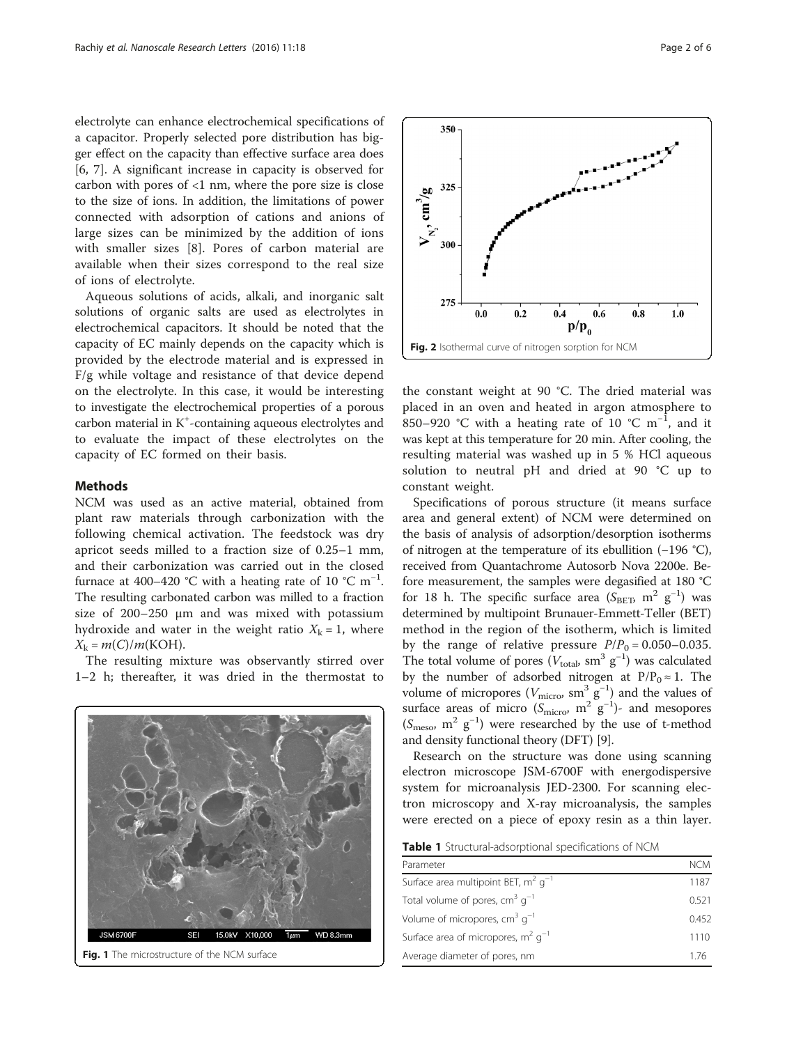electrolyte can enhance electrochemical specifications of a capacitor. Properly selected pore distribution has bigger effect on the capacity than effective surface area does [6, 7]. A significant increase in capacity is observed for carbon with pores of <1 nm, where the pore size is close to the size of ions. In addition, the limitations of power connected with adsorption of cations and anions of large sizes can be minimized by the addition of ions with smaller sizes [8]. Pores of carbon material are available when their sizes correspond to the real size of ions of electrolyte.

Aqueous solutions of acids, alkali, and inorganic salt solutions of organic salts are used as electrolytes in electrochemical capacitors. It should be noted that the capacity of EC mainly depends on the capacity which is provided by the electrode material and is expressed in F/g while voltage and resistance of that device depend on the electrolyte. In this case, it would be interesting to investigate the electrochemical properties of a porous carbon material in $K^+$-containing aqueous electrolytes and to evaluate the impact of these electrolytes on the capacity of EC formed on their basis.

## Methods

NCM was used as an active material, obtained from plant raw materials through carbonization with the following chemical activation. The feedstock was dry apricot seeds milled to a fraction size of 0.25–1 mm, and their carbonization was carried out in the closed furnace at 400–420 °C with a heating rate of 10 °C $m^{-1}$. The resulting carbonated carbon was milled to a fraction size of 200–250 μm and was mixed with potassium hydroxide and water in the weight ratio $X_k = 1$, where $X_k = m(C)/m(KOH)$.

The resulting mixture was observantly stirred over 1–2 h; thereafter, it was dried in the thermostat to the constant weight at 90 °C. The dried material was placed in an oven and heated in argon atmosphere to 850–920 °C with a heating rate of 10 °C $m^{-1}$, and it was kept at this temperature for 20 min. After cooling, the resulting material was washed up in 5 % HCl aqueous solution to neutral pH and dried at 90 °C up to constant weight.

Fig. 1 The microstructure of the NCM surface

Fig. 2 Isothermal curve of nitrogen sorption for NCM

Specifications of porous structure (it means surface area and general extent) of NCM were determined on the basis of analysis of adsorption/desorption isotherms of nitrogen at the temperature of its ebullition (−196 °C), received from Quantachrome Autosorb Nova 2200e. Before measurement, the samples were degasified at 180 °C for 18 h. The specific surface area ($S_{BET}$, $m^2$ $g^{-1}$) was determined by multipoint Brunauer-Emmett-Teller (BET) method in the region of the isotherm, which is limited by the range of relative pressure $P/P_0 = 0.050–0.035$. The total volume of pores ($V_{total}$, $sm^3$ $g^{-1}$) was calculated by the number of adsorbed nitrogen at $P/P_0 \approx 1$. The volume of micropores ($V_{micro}$, $sm^3$ $g^{-1}$) and the values of surface areas of micro ($S_{micro}$, $m^2$ $g^{-1}$)- and mesopores ($S_{meso}$, $m^2$ $g^{-1}$) were researched by the use of t-method and density functional theory (DFT) [9].

Research on the structure was done using scanning electron microscope JSM-6700F with energodispersive system for microanalysis JED-2300. For scanning electron microscopy and X-ray microanalysis, the samples were erected on a piece of epoxy resin as a thin layer.

**Table 1** Structural-adsorptional specifications of NCM

| Parameter | NCM |
|---|---|
| Surface area multipoint BET, $m^2$ $g^{-1}$ | 1187 |
| Total volume of pores, $cm^3$ $g^{-1}$ | 0.521 |
| Volume of micropores, $cm^3$ $g^{-1}$ | 0.452 |
| Surface area of micropores, $m^2$ $g^{-1}$ | 1110 |
| Average diameter of pores, nm | 1.76 |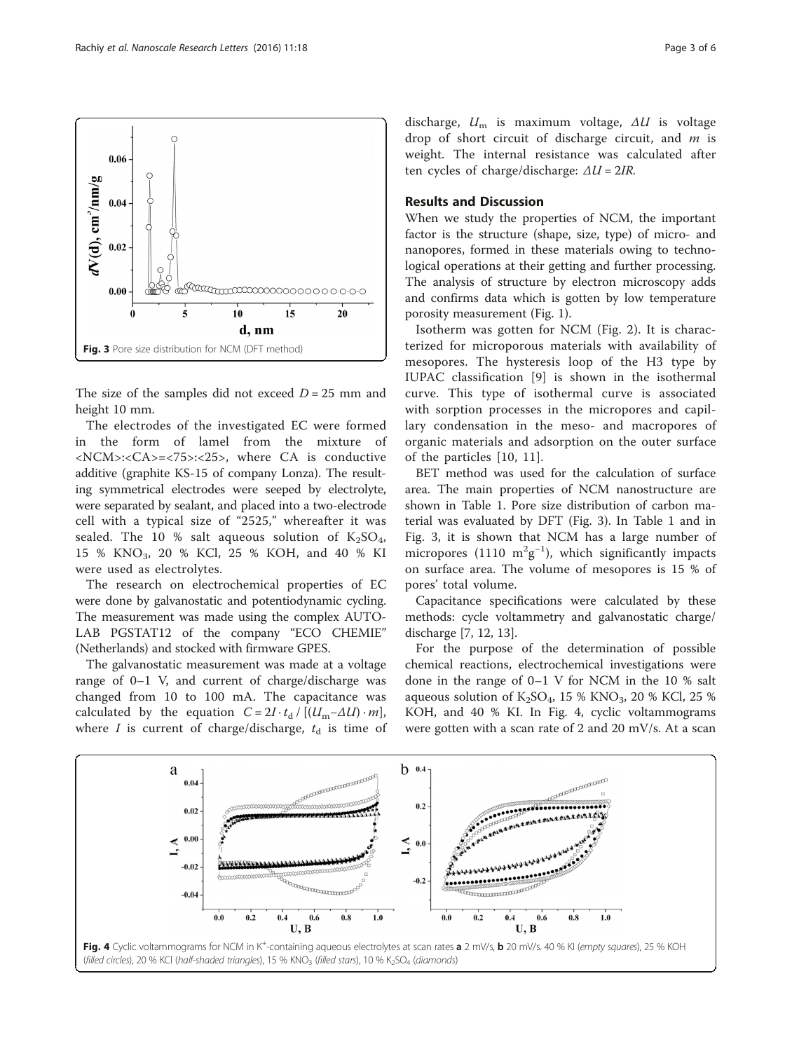Fig. 3 Pore size distribution for NCM (DFT method)

The size of the samples did not exceed $D = 25$ mm and height 10 mm.

The electrodes of the investigated EC were formed in the form of lamel from the mixture of <NCM>:<CA>=<75>:<25>, where CA is conductive additive (graphite KS-15 of company Lonza). The resulting symmetrical electrodes were seeped by electrolyte, were separated by sealant, and placed into a two-electrode cell with a typical size of "2525," whereafter it was sealed. The 10 % salt aqueous solution of $K_2SO_4$, 15 % $KNO_3$, 20 % KCl, 25 % KOH, and 40 % KI were used as electrolytes.

The research on electrochemical properties of EC were done by galvanostatic and potentiodynamic cycling. The measurement was made using the complex AUTOLAB PGSTAT12 of the company "ECO CHEMIE" (Netherlands) and stocked with firmware GPES.

The galvanostatic measurement was made at a voltage range of 0–1 V, and current of charge/discharge was changed from 10 to 100 mA. The capacitance was calculated by the equation $C = 2I \cdot t_d / [(U_m - \Delta U) \cdot m]$, where $I$ is current of charge/discharge, $t_d$ is time of discharge, $U_m$ is maximum voltage, $\Delta U$ is voltage drop of short circuit of discharge circuit, and $m$ is weight. The internal resistance was calculated after ten cycles of charge/discharge: $\Delta U = 2IR$.

## Results and Discussion

When we study the properties of NCM, the important factor is the structure (shape, size, type) of micro- and nanopores, formed in these materials owing to technological operations at their getting and further processing. The analysis of structure by electron microscopy adds and confirms data which is gotten by low temperature porosity measurement (Fig. 1).

Isotherm was gotten for NCM (Fig. 2). It is characterized for microporous materials with availability of mesopores. The hysteresis loop of the H3 type by IUPAC classification [9] is shown in the isothermal curve. This type of isothermal curve is associated with sorption processes in the micropores and capillary condensation in the meso- and macropores of organic materials and adsorption on the outer surface of the particles [10, 11].

BET method was used for the calculation of surface area. The main properties of NCM nanostructure are shown in Table 1. Pore size distribution of carbon material was evaluated by DFT (Fig. 3). In Table 1 and in Fig. 3, it is shown that NCM has a large number of micropores (1110 $m^2g^{-1}$), which significantly impacts on surface area. The volume of mesopores is 15 % of pores' total volume.

Capacitance specifications were calculated by these methods: cycle voltammetry and galvanostatic charge/discharge [7, 12, 13].

For the purpose of the determination of possible chemical reactions, electrochemical investigations were done in the range of 0–1 V for NCM in the 10 % salt aqueous solution of $K_2SO_4$, 15 % $KNO_3$, 20 % KCl, 25 % KOH, and 40 % KI. In Fig. 4, cyclic voltammograms were gotten with a scan rate of 2 and 20 mV/s. At a scan

Fig. 4 Cyclic voltammograms for NCM in $K^+$-containing aqueous electrolytes at scan rates **a** 2 mV/s, **b** 20 mV/s. 40 % KI (*empty squares*), 25 % KOH (*filled circles*), 20 % KCl (*half-shaded triangles*), 15 % $KNO_3$ (*filled stars*), 10 % $K_2SO_4$ (*diamonds*)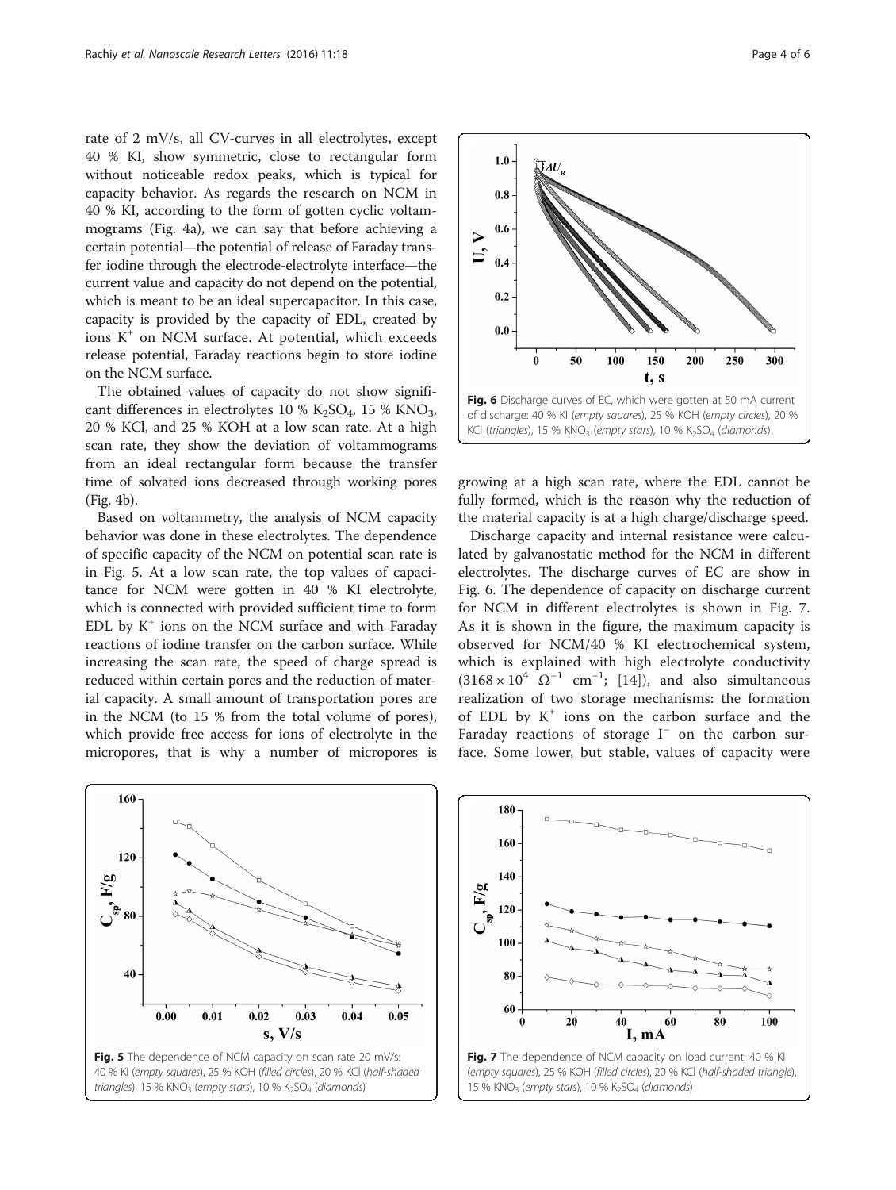rate of 2 mV/s, all CV-curves in all electrolytes, except 40 % KI, show symmetric, close to rectangular form without noticeable redox peaks, which is typical for capacity behavior. As regards the research on NCM in 40 % KI, according to the form of gotten cyclic voltammograms (Fig. 4a), we can say that before achieving a certain potential—the potential of release of Faraday transfer iodine through the electrode-electrolyte interface—the current value and capacity do not depend on the potential, which is meant to be an ideal supercapacitor. In this case, capacity is provided by the capacity of EDL, created by ions $K^+$ on NCM surface. At potential, which exceeds release potential, Faraday reactions begin to store iodine on the NCM surface.

The obtained values of capacity do not show significant differences in electrolytes 10 % $K_2SO_4$, 15 % $KNO_3$, 20 % KCl, and 25 % KOH at a low scan rate. At a high scan rate, they show the deviation of voltammograms from an ideal rectangular form because the transfer time of solvated ions decreased through working pores (Fig. 4b).

Based on voltammetry, the analysis of NCM capacity behavior was done in these electrolytes. The dependence of specific capacity of the NCM on potential scan rate is in Fig. 5. At a low scan rate, the top values of capacitance for NCM were gotten in 40 % KI electrolyte, which is connected with provided sufficient time to form EDL by $K^+$ ions on the NCM surface and with Faraday reactions of iodine transfer on the carbon surface. While increasing the scan rate, the speed of charge spread is reduced within certain pores and the reduction of material capacity. A small amount of transportation pores are in the NCM (to 15 % from the total volume of pores), which provide free access for ions of electrolyte in the micropores, that is why a number of micropores is growing at a high scan rate, where the EDL cannot be fully formed, which is the reason why the reduction of the material capacity is at a high charge/discharge speed.

Discharge capacity and internal resistance were calculated by galvanostatic method for the NCM in different electrolytes. The discharge curves of EC are show in Fig. 6. The dependence of capacity on discharge current for NCM in different electrolytes is shown in Fig. 7. As it is shown in the figure, the maximum capacity is observed for NCM/40 % KI electrochemical system, which is explained with high electrolyte conductivity ($3168 \times 10^4$ $\Omega^{-1}$ $cm^{-1}$; [14]), and also simultaneous realization of two storage mechanisms: the formation of EDL by $K^+$ ions on the carbon surface and the Faraday reactions of storage $I^-$ on the carbon surface. Some lower, but stable, values of capacity were

**Fig. 6** Discharge curves of EC, which were gotten at 50 mA current of discharge: 40 % KI (*empty squares*), 25 % KOH (*empty circles*), 20 % KCl (*triangles*), 15 % $KNO_3$ (*empty stars*), 10 % $K_2SO_4$ (*diamonds*)

**Fig. 5** The dependence of NCM capacity on scan rate 20 mV/s: 40 % KI (*empty squares*), 25 % KOH (*filled circles*), 20 % KCl (*half-shaded triangles*), 15 % $KNO_3$ (*empty stars*), 10 % $K_2SO_4$ (*diamonds*)

**Fig. 7** The dependence of NCM capacity on load current: 40 % KI (*empty squares*), 25 % KOH (*filled circles*), 20 % KCl (*half-shaded triangle*), 15 % $KNO_3$ (*empty stars*), 10 % $K_2SO_4$ (*diamonds*)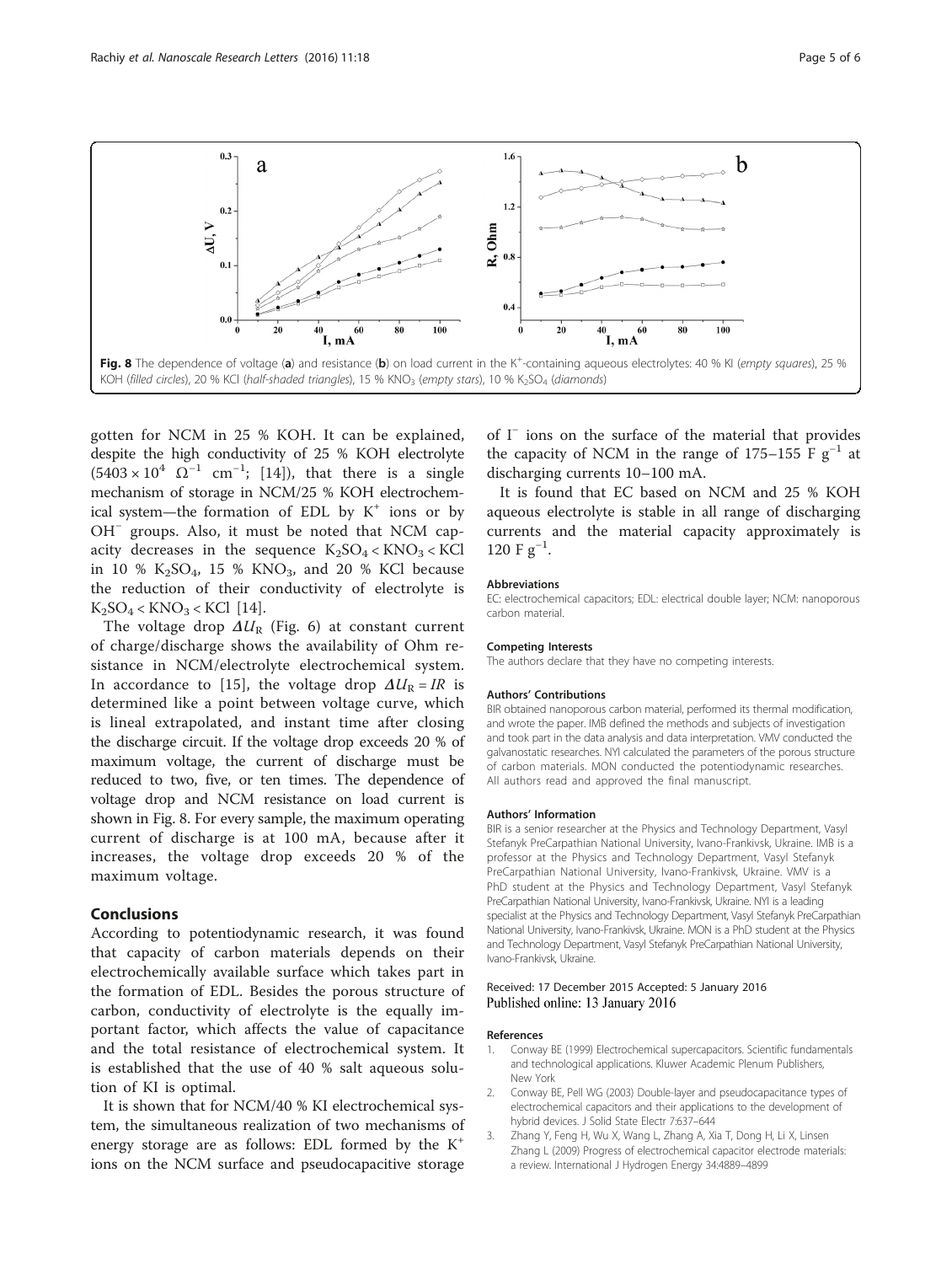Fig. 8 The dependence of voltage (**a**) and resistance (**b**) on load current in the $K^+$-containing aqueous electrolytes: 40 % KI (*empty squares*), 25 % KOH (*filled circles*), 20 % KCl (*half-shaded triangles*), 15 % $KNO_3$ (*empty stars*), 10 % $K_2SO_4$ (*diamonds*)

gotten for NCM in 25 % KOH. It can be explained, despite the high conductivity of 25 % KOH electrolyte ($5403 \times 10^4$ $\Omega^{-1}$ $cm^{-1}$; [14]), that there is a single mechanism of storage in NCM/25 % KOH electrochemical system—the formation of EDL by $K^+$ ions or by $OH^-$ groups. Also, it must be noted that NCM capacity decreases in the sequence $K_2SO_4 < KNO_3 < KCl$ in 10 % $K_2SO_4$, 15 % $KNO_3$, and 20 % KCl because the reduction of their conductivity of electrolyte is $K_2SO_4 < KNO_3 < KCl$ [14].

The voltage drop $\Delta U_R$ (Fig. 6) at constant current of charge/discharge shows the availability of Ohm resistance in NCM/electrolyte electrochemical system. In accordance to [15], the voltage drop $\Delta U_R = IR$ is determined like a point between voltage curve, which is lineal extrapolated, and instant time after closing the discharge circuit. If the voltage drop exceeds 20 % of maximum voltage, the current of discharge must be reduced to two, five, or ten times. The dependence of voltage drop and NCM resistance on load current is shown in Fig. 8. For every sample, the maximum operating current of discharge is at 100 mA, because after it increases, the voltage drop exceeds 20 % of the maximum voltage.

## Conclusions

According to potentiodynamic research, it was found that capacity of carbon materials depends on their electrochemically available surface which takes part in the formation of EDL. Besides the porous structure of carbon, conductivity of electrolyte is the equally important factor, which affects the value of capacitance and the total resistance of electrochemical system. It is established that the use of 40 % salt aqueous solution of KI is optimal.

It is shown that for NCM/40 % KI electrochemical system, the simultaneous realization of two mechanisms of energy storage are as follows: EDL formed by the $K^+$ ions on the NCM surface and pseudocapacitive storage of $I^-$ ions on the surface of the material that provides the capacity of NCM in the range of 175–155 F $g^{-1}$ at discharging currents 10–100 mA.

It is found that EC based on NCM and 25 % KOH aqueous electrolyte is stable in all range of discharging currents and the material capacity approximately is 120 F $g^{-1}$.

### Abbreviations

EC: electrochemical capacitors; EDL: electrical double layer; NCM: nanoporous carbon material.

### Competing Interests

The authors declare that they have no competing interests.

### Authors' Contributions

BIR obtained nanoporous carbon material, performed its thermal modification, and wrote the paper. IMB defined the methods and subjects of investigation and took part in the data analysis and data interpretation. VMV conducted the galvanostatic researches. NYI calculated the parameters of the porous structure of carbon materials. MON conducted the potentiodynamic researches. All authors read and approved the final manuscript.

### Authors' Information

BIR is a senior researcher at the Physics and Technology Department, Vasyl Stefanyk PreCarpathian National University, Ivano-Frankivsk, Ukraine. IMB is a professor at the Physics and Technology Department, Vasyl Stefanyk PreCarpathian National University, Ivano-Frankivsk, Ukraine. VMV is a PhD student at the Physics and Technology Department, Vasyl Stefanyk PreCarpathian National University, Ivano-Frankivsk, Ukraine. NYI is a leading specialist at the Physics and Technology Department, Vasyl Stefanyk PreCarpathian National University, Ivano-Frankivsk, Ukraine. MON is a PhD student at the Physics and Technology Department, Vasyl Stefanyk PreCarpathian National University, Ivano-Frankivsk, Ukraine.

Received: 17 December 2015 Accepted: 5 January 2016
Published online: 13 January 2016

### References

1. Conway BE (1999) Electrochemical supercapacitors. Scientific fundamentals and technological applications. Kluwer Academic Plenum Publishers, New York
2. Conway BE, Pell WG (2003) Double-layer and pseudocapacitance types of electrochemical capacitors and their applications to the development of hybrid devices. J Solid State Electr 7:637–644
3. Zhang Y, Feng H, Wu X, Wang L, Zhang A, Xia T, Dong H, Li X, Linsen Zhang L (2009) Progress of electrochemical capacitor electrode materials: a review. International J Hydrogen Energy 34:4889–4899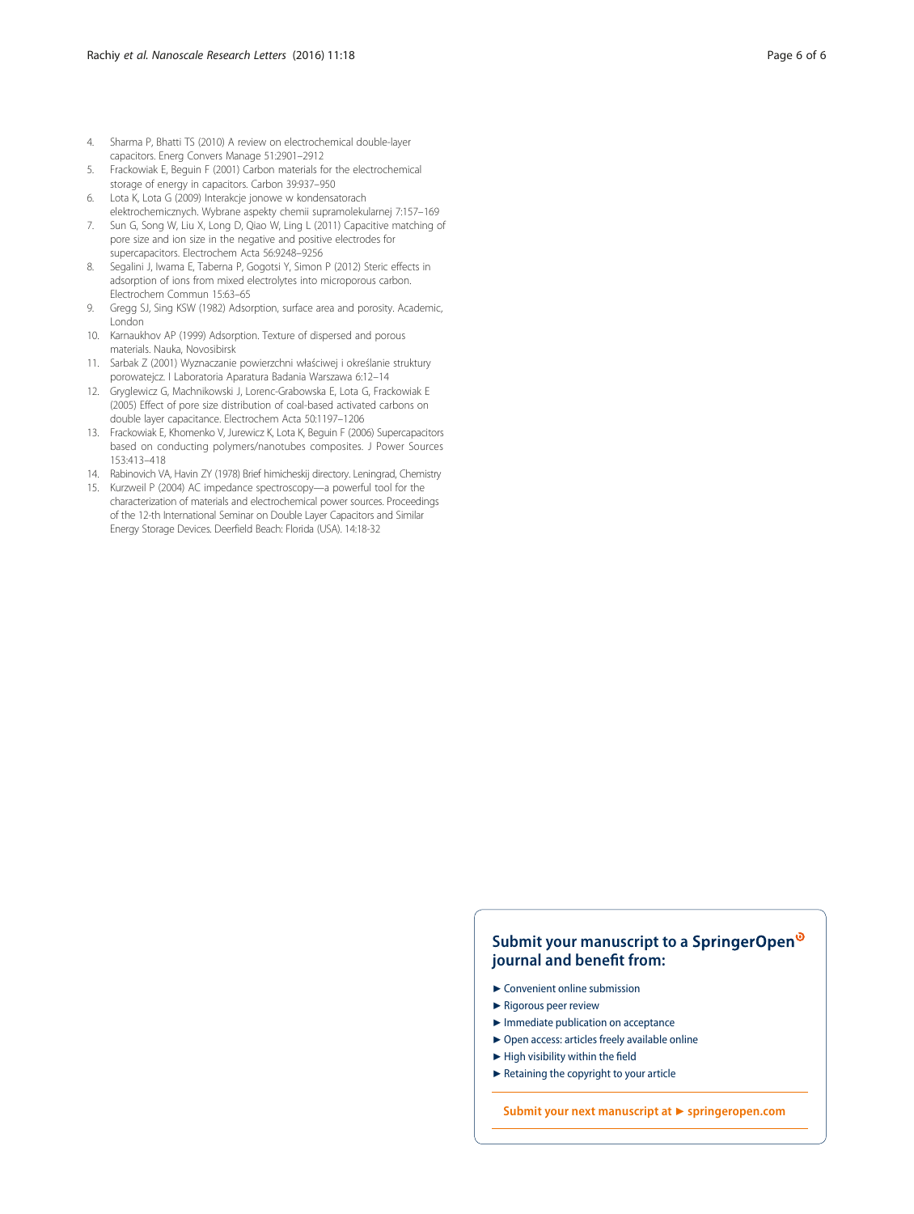4. Sharma P, Bhatti TS (2010) A review on electrochemical double-layer capacitors. Energ Convers Manage 51:2901–2912
5. Frackowiak E, Beguin F (2001) Carbon materials for the electrochemical storage of energy in capacitors. Carbon 39:937–950
6. Lota K, Lota G (2009) Interakcje jonowe w kondensatorach elektrochemicznych. Wybrane aspekty chemii supramolekularnej 7:157–169
7. Sun G, Song W, Liu X, Long D, Qiao W, Ling L (2011) Capacitive matching of pore size and ion size in the negative and positive electrodes for supercapacitors. Electrochem Acta 56:9248–9256
8. Segalini J, Iwama E, Taberna P, Gogotsi Y, Simon P (2012) Steric effects in adsorption of ions from mixed electrolytes into microporous carbon. Electrochem Commun 15:63–65
9. Gregg SJ, Sing KSW (1982) Adsorption, surface area and porosity. Academic, London
10. Karnaukhov AP (1999) Adsorption. Texture of dispersed and porous materials. Nauka, Novosibirsk
11. Sarbak Z (2001) Wyznaczanie powierzchni właściwej i określanie struktury porowatejcz. I Laboratoria Aparatura Badania Warszawa 6:12–14
12. Gryglewicz G, Machnikowski J, Lorenc-Grabowska E, Lota G, Frackowiak E (2005) Effect of pore size distribution of coal-based activated carbons on double layer capacitance. Electrochem Acta 50:1197–1206
13. Frackowiak E, Khomenko V, Jurewicz K, Lota K, Beguin F (2006) Supercapacitors based on conducting polymers/nanotubes composites. J Power Sources 153:413–418
14. Rabinovich VA, Havin ZY (1978) Brief himicheskij directory. Leningrad, Chemistry
15. Kurzweil P (2004) AC impedance spectroscopy—a powerful tool for the characterization of materials and electrochemical power sources. Proceedings of the 12-th International Seminar on Double Layer Capacitors and Similar Energy Storage Devices. Deerfield Beach: Florida (USA). 14:18-32

**Submit your manuscript to a SpringerOpen journal and benefit from:**

- ► Convenient online submission
- ► Rigorous peer review
- ► Immediate publication on acceptance
- ► Open access: articles freely available online
- ► High visibility within the field
- ► Retaining the copyright to your article

**Submit your next manuscript at ► springeropen.com**